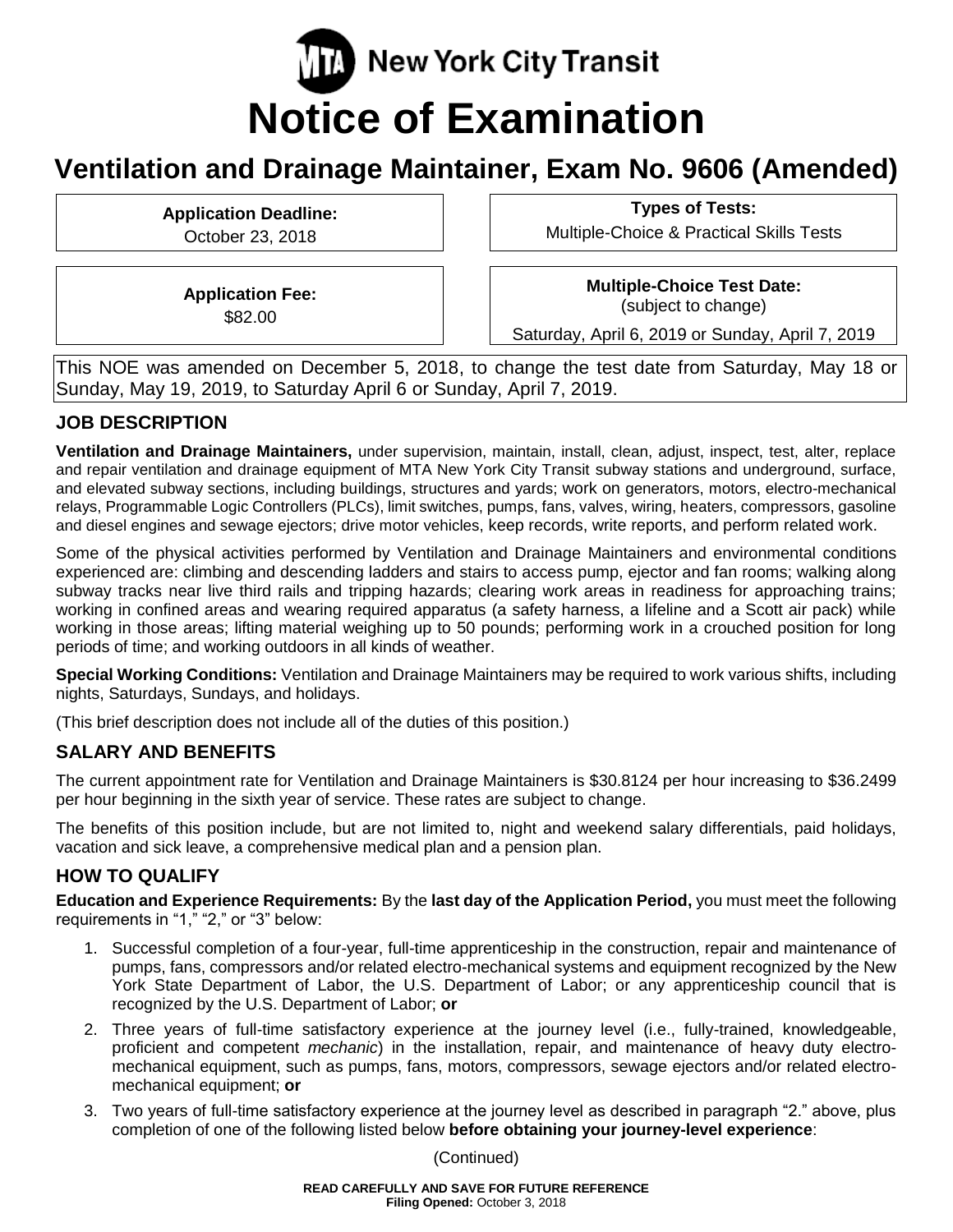MTA New York City Transit

# Notice of Examination

## Ventilation and Drainage Maintainer, Exam No. 9606 (Amended)

**Application Deadline:**
October 23, 2018

**Types of Tests:**
Multiple-Choice & Practical Skills Tests

**Application Fee:**
$82.00

**Multiple-Choice Test Date:**
(subject to change)
Saturday, April 6, 2019 or Sunday, April 7, 2019

This NOE was amended on December 5, 2018, to change the test date from Saturday, May 18 or Sunday, May 19, 2019, to Saturday April 6 or Sunday, April 7, 2019.

### JOB DESCRIPTION

**Ventilation and Drainage Maintainers,** under supervision, maintain, install, clean, adjust, inspect, test, alter, replace and repair ventilation and drainage equipment of MTA New York City Transit subway stations and underground, surface, and elevated subway sections, including buildings, structures and yards; work on generators, motors, electro-mechanical relays, Programmable Logic Controllers (PLCs), limit switches, pumps, fans, valves, wiring, heaters, compressors, gasoline and diesel engines and sewage ejectors; drive motor vehicles, keep records, write reports, and perform related work.

Some of the physical activities performed by Ventilation and Drainage Maintainers and environmental conditions experienced are: climbing and descending ladders and stairs to access pump, ejector and fan rooms; walking along subway tracks near live third rails and tripping hazards; clearing work areas in readiness for approaching trains; working in confined areas and wearing required apparatus (a safety harness, a lifeline and a Scott air pack) while working in those areas; lifting material weighing up to 50 pounds; performing work in a crouched position for long periods of time; and working outdoors in all kinds of weather.

**Special Working Conditions:** Ventilation and Drainage Maintainers may be required to work various shifts, including nights, Saturdays, Sundays, and holidays.

(This brief description does not include all of the duties of this position.)

### SALARY AND BENEFITS

The current appointment rate for Ventilation and Drainage Maintainers is $30.8124 per hour increasing to $36.2499 per hour beginning in the sixth year of service. These rates are subject to change.

The benefits of this position include, but are not limited to, night and weekend salary differentials, paid holidays, vacation and sick leave, a comprehensive medical plan and a pension plan.

### HOW TO QUALIFY

**Education and Experience Requirements:** By the **last day of the Application Period,** you must meet the following requirements in "1," "2," or "3" below:

1. Successful completion of a four-year, full-time apprenticeship in the construction, repair and maintenance of pumps, fans, compressors and/or related electro-mechanical systems and equipment recognized by the New York State Department of Labor, the U.S. Department of Labor; or any apprenticeship council that is recognized by the U.S. Department of Labor; **or**
2. Three years of full-time satisfactory experience at the journey level (i.e., fully-trained, knowledgeable, proficient and competent *mechanic*) in the installation, repair, and maintenance of heavy duty electro-mechanical equipment, such as pumps, fans, motors, compressors, sewage ejectors and/or related electro-mechanical equipment; **or**
3. Two years of full-time satisfactory experience at the journey level as described in paragraph "2." above, plus completion of one of the following listed below **before obtaining your journey-level experience**:

(Continued)

**READ CAREFULLY AND SAVE FOR FUTURE REFERENCE**
**Filing Opened:** October 3, 2018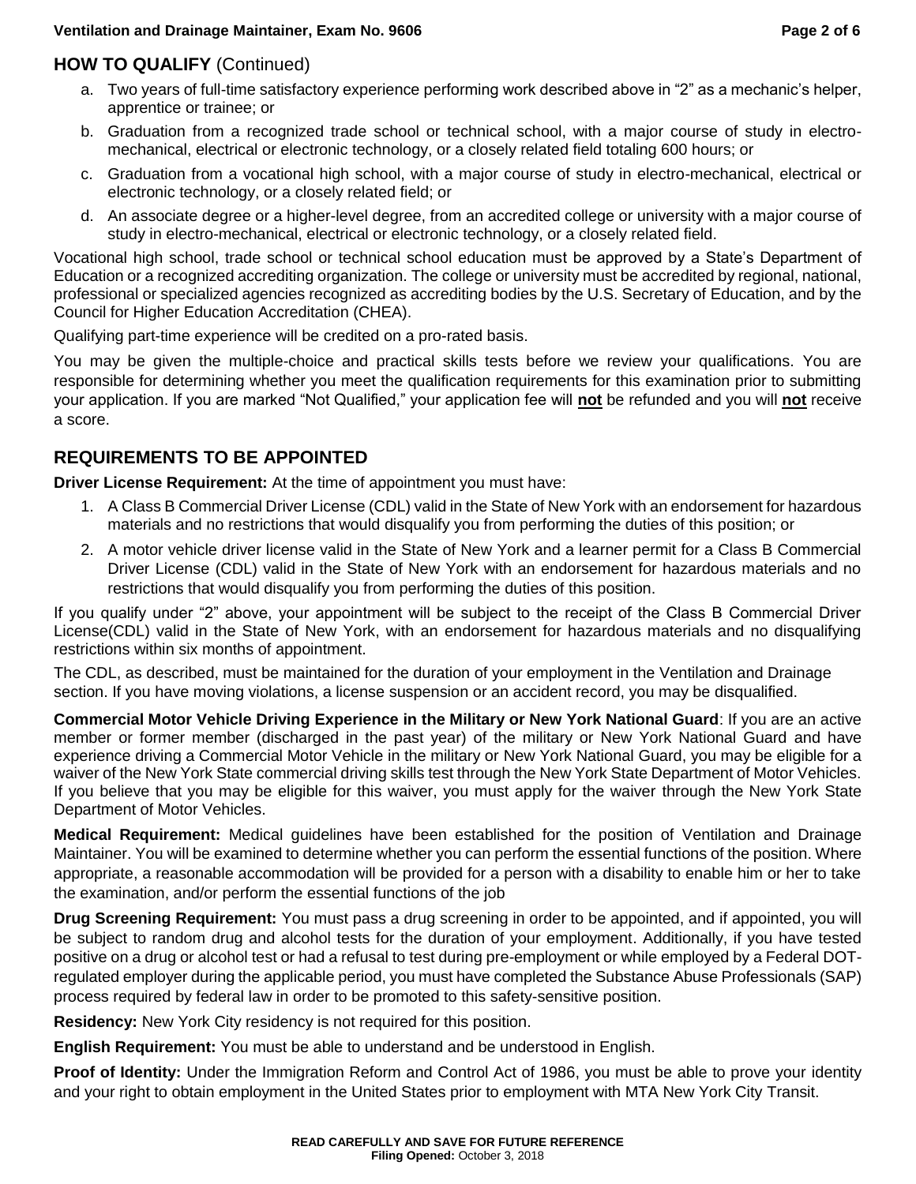## HOW TO QUALIFY (Continued)

a. Two years of full-time satisfactory experience performing work described above in "2" as a mechanic's helper, apprentice or trainee; or

b. Graduation from a recognized trade school or technical school, with a major course of study in electro-mechanical, electrical or electronic technology, or a closely related field totaling 600 hours; or

c. Graduation from a vocational high school, with a major course of study in electro-mechanical, electrical or electronic technology, or a closely related field; or

d. An associate degree or a higher-level degree, from an accredited college or university with a major course of study in electro-mechanical, electrical or electronic technology, or a closely related field.

Vocational high school, trade school or technical school education must be approved by a State's Department of Education or a recognized accrediting organization. The college or university must be accredited by regional, national, professional or specialized agencies recognized as accrediting bodies by the U.S. Secretary of Education, and by the Council for Higher Education Accreditation (CHEA).

Qualifying part-time experience will be credited on a pro-rated basis.

You may be given the multiple-choice and practical skills tests before we review your qualifications. You are responsible for determining whether you meet the qualification requirements for this examination prior to submitting your application. If you are marked "Not Qualified," your application fee will **not** be refunded and you will **not** receive a score.

## REQUIREMENTS TO BE APPOINTED

**Driver License Requirement:** At the time of appointment you must have:

1. A Class B Commercial Driver License (CDL) valid in the State of New York with an endorsement for hazardous materials and no restrictions that would disqualify you from performing the duties of this position; or
2. A motor vehicle driver license valid in the State of New York and a learner permit for a Class B Commercial Driver License (CDL) valid in the State of New York with an endorsement for hazardous materials and no restrictions that would disqualify you from performing the duties of this position.

If you qualify under "2" above, your appointment will be subject to the receipt of the Class B Commercial Driver License(CDL) valid in the State of New York, with an endorsement for hazardous materials and no disqualifying restrictions within six months of appointment.

The CDL, as described, must be maintained for the duration of your employment in the Ventilation and Drainage section. If you have moving violations, a license suspension or an accident record, you may be disqualified.

**Commercial Motor Vehicle Driving Experience in the Military or New York National Guard**: If you are an active member or former member (discharged in the past year) of the military or New York National Guard and have experience driving a Commercial Motor Vehicle in the military or New York National Guard, you may be eligible for a waiver of the New York State commercial driving skills test through the New York State Department of Motor Vehicles. If you believe that you may be eligible for this waiver, you must apply for the waiver through the New York State Department of Motor Vehicles.

**Medical Requirement:** Medical guidelines have been established for the position of Ventilation and Drainage Maintainer. You will be examined to determine whether you can perform the essential functions of the position. Where appropriate, a reasonable accommodation will be provided for a person with a disability to enable him or her to take the examination, and/or perform the essential functions of the job

**Drug Screening Requirement:** You must pass a drug screening in order to be appointed, and if appointed, you will be subject to random drug and alcohol tests for the duration of your employment. Additionally, if you have tested positive on a drug or alcohol test or had a refusal to test during pre-employment or while employed by a Federal DOT-regulated employer during the applicable period, you must have completed the Substance Abuse Professionals (SAP) process required by federal law in order to be promoted to this safety-sensitive position.

**Residency:** New York City residency is not required for this position.

**English Requirement:** You must be able to understand and be understood in English.

**Proof of Identity:** Under the Immigration Reform and Control Act of 1986, you must be able to prove your identity and your right to obtain employment in the United States prior to employment with MTA New York City Transit.

**READ CAREFULLY AND SAVE FOR FUTURE REFERENCE**
**Filing Opened:** October 3, 2018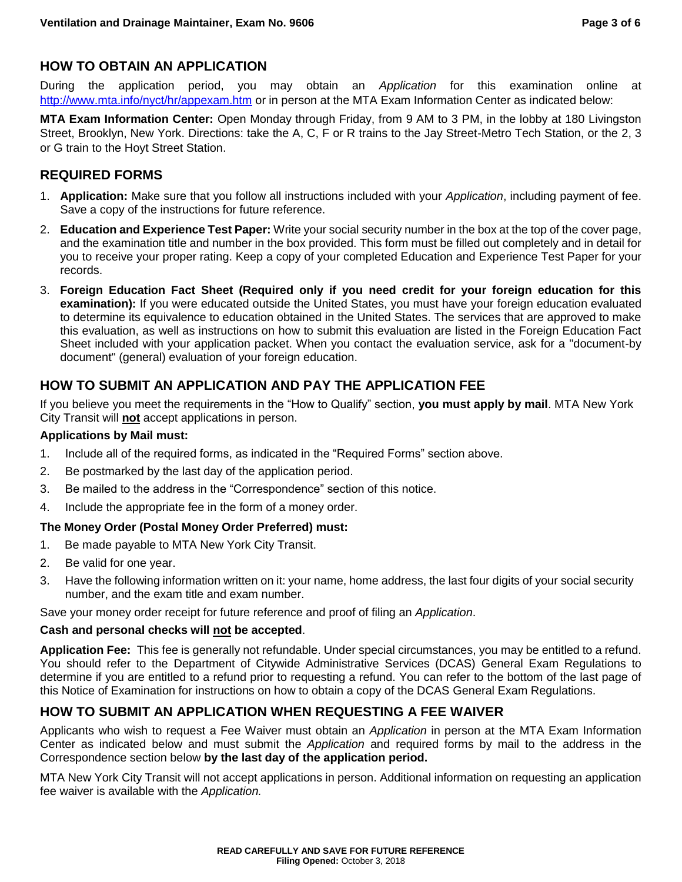## HOW TO OBTAIN AN APPLICATION

During the application period, you may obtain an *Application* for this examination online at http://www.mta.info/nyct/hr/appexam.htm or in person at the MTA Exam Information Center as indicated below:

**MTA Exam Information Center:** Open Monday through Friday, from 9 AM to 3 PM, in the lobby at 180 Livingston Street, Brooklyn, New York. Directions: take the A, C, F or R trains to the Jay Street-Metro Tech Station, or the 2, 3 or G train to the Hoyt Street Station.

## REQUIRED FORMS

1. **Application:** Make sure that you follow all instructions included with your *Application*, including payment of fee. Save a copy of the instructions for future reference.
2. **Education and Experience Test Paper:** Write your social security number in the box at the top of the cover page, and the examination title and number in the box provided. This form must be filled out completely and in detail for you to receive your proper rating. Keep a copy of your completed Education and Experience Test Paper for your records.
3. **Foreign Education Fact Sheet (Required only if you need credit for your foreign education for this examination):** If you were educated outside the United States, you must have your foreign education evaluated to determine its equivalence to education obtained in the United States. The services that are approved to make this evaluation, as well as instructions on how to submit this evaluation are listed in the Foreign Education Fact Sheet included with your application packet. When you contact the evaluation service, ask for a "document-by document" (general) evaluation of your foreign education.

## HOW TO SUBMIT AN APPLICATION AND PAY THE APPLICATION FEE

If you believe you meet the requirements in the "How to Qualify" section, **you must apply by mail**. MTA New York City Transit will **not** accept applications in person.

**Applications by Mail must:**

1. Include all of the required forms, as indicated in the "Required Forms" section above.
2. Be postmarked by the last day of the application period.
3. Be mailed to the address in the "Correspondence" section of this notice.
4. Include the appropriate fee in the form of a money order.

**The Money Order (Postal Money Order Preferred) must:**

1. Be made payable to MTA New York City Transit.
2. Be valid for one year.
3. Have the following information written on it: your name, home address, the last four digits of your social security number, and the exam title and exam number.

Save your money order receipt for future reference and proof of filing an *Application*.

**Cash and personal checks will not be accepted**.

**Application Fee:** This fee is generally not refundable. Under special circumstances, you may be entitled to a refund. You should refer to the Department of Citywide Administrative Services (DCAS) General Exam Regulations to determine if you are entitled to a refund prior to requesting a refund. You can refer to the bottom of the last page of this Notice of Examination for instructions on how to obtain a copy of the DCAS General Exam Regulations.

## HOW TO SUBMIT AN APPLICATION WHEN REQUESTING A FEE WAIVER

Applicants who wish to request a Fee Waiver must obtain an *Application* in person at the MTA Exam Information Center as indicated below and must submit the *Application* and required forms by mail to the address in the Correspondence section below **by the last day of the application period.**

MTA New York City Transit will not accept applications in person. Additional information on requesting an application fee waiver is available with the *Application.*

**READ CAREFULLY AND SAVE FOR FUTURE REFERENCE**
**Filing Opened:** October 3, 2018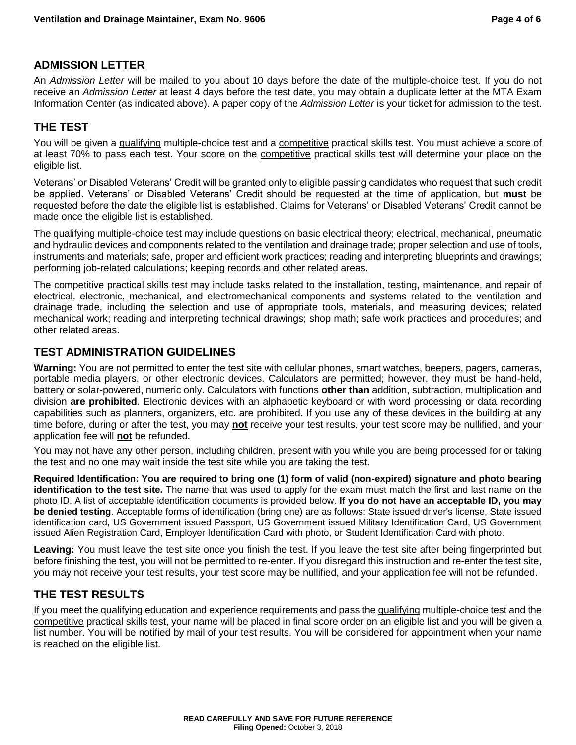## ADMISSION LETTER

An *Admission Letter* will be mailed to you about 10 days before the date of the multiple-choice test. If you do not receive an *Admission Letter* at least 4 days before the test date, you may obtain a duplicate letter at the MTA Exam Information Center (as indicated above). A paper copy of the *Admission Letter* is your ticket for admission to the test.

## THE TEST

You will be given a qualifying multiple-choice test and a competitive practical skills test. You must achieve a score of at least 70% to pass each test. Your score on the competitive practical skills test will determine your place on the eligible list.

Veterans' or Disabled Veterans' Credit will be granted only to eligible passing candidates who request that such credit be applied. Veterans' or Disabled Veterans' Credit should be requested at the time of application, but **must** be requested before the date the eligible list is established. Claims for Veterans' or Disabled Veterans' Credit cannot be made once the eligible list is established.

The qualifying multiple-choice test may include questions on basic electrical theory; electrical, mechanical, pneumatic and hydraulic devices and components related to the ventilation and drainage trade; proper selection and use of tools, instruments and materials; safe, proper and efficient work practices; reading and interpreting blueprints and drawings; performing job-related calculations; keeping records and other related areas.

The competitive practical skills test may include tasks related to the installation, testing, maintenance, and repair of electrical, electronic, mechanical, and electromechanical components and systems related to the ventilation and drainage trade, including the selection and use of appropriate tools, materials, and measuring devices; related mechanical work; reading and interpreting technical drawings; shop math; safe work practices and procedures; and other related areas.

## TEST ADMINISTRATION GUIDELINES

**Warning:** You are not permitted to enter the test site with cellular phones, smart watches, beepers, pagers, cameras, portable media players, or other electronic devices. Calculators are permitted; however, they must be hand-held, battery or solar-powered, numeric only. Calculators with functions **other than** addition, subtraction, multiplication and division **are prohibited**. Electronic devices with an alphabetic keyboard or with word processing or data recording capabilities such as planners, organizers, etc. are prohibited. If you use any of these devices in the building at any time before, during or after the test, you may **not** receive your test results, your test score may be nullified, and your application fee will **not** be refunded.

You may not have any other person, including children, present with you while you are being processed for or taking the test and no one may wait inside the test site while you are taking the test.

**Required Identification: You are required to bring one (1) form of valid (non-expired) signature and photo bearing identification to the test site.** The name that was used to apply for the exam must match the first and last name on the photo ID. A list of acceptable identification documents is provided below. **If you do not have an acceptable ID, you may be denied testing**. Acceptable forms of identification (bring one) are as follows: State issued driver's license, State issued identification card, US Government issued Passport, US Government issued Military Identification Card, US Government issued Alien Registration Card, Employer Identification Card with photo, or Student Identification Card with photo.

**Leaving:** You must leave the test site once you finish the test. If you leave the test site after being fingerprinted but before finishing the test, you will not be permitted to re-enter. If you disregard this instruction and re-enter the test site, you may not receive your test results, your test score may be nullified, and your application fee will not be refunded.

## THE TEST RESULTS

If you meet the qualifying education and experience requirements and pass the qualifying multiple-choice test and the competitive practical skills test, your name will be placed in final score order on an eligible list and you will be given a list number. You will be notified by mail of your test results. You will be considered for appointment when your name is reached on the eligible list.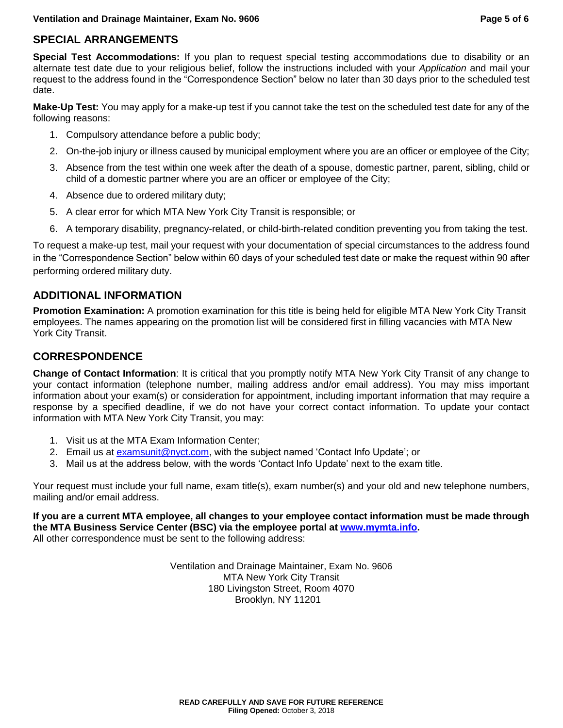## SPECIAL ARRANGEMENTS

**Special Test Accommodations:** If you plan to request special testing accommodations due to disability or an alternate test date due to your religious belief, follow the instructions included with your *Application* and mail your request to the address found in the "Correspondence Section" below no later than 30 days prior to the scheduled test date.

**Make-Up Test:** You may apply for a make-up test if you cannot take the test on the scheduled test date for any of the following reasons:

1. Compulsory attendance before a public body;
2. On-the-job injury or illness caused by municipal employment where you are an officer or employee of the City;
3. Absence from the test within one week after the death of a spouse, domestic partner, parent, sibling, child or child of a domestic partner where you are an officer or employee of the City;
4. Absence due to ordered military duty;
5. A clear error for which MTA New York City Transit is responsible; or
6. A temporary disability, pregnancy-related, or child-birth-related condition preventing you from taking the test.

To request a make-up test, mail your request with your documentation of special circumstances to the address found in the "Correspondence Section" below within 60 days of your scheduled test date or make the request within 90 after performing ordered military duty.

## ADDITIONAL INFORMATION

**Promotion Examination:** A promotion examination for this title is being held for eligible MTA New York City Transit employees. The names appearing on the promotion list will be considered first in filling vacancies with MTA New York City Transit.

## CORRESPONDENCE

**Change of Contact Information**: It is critical that you promptly notify MTA New York City Transit of any change to your contact information (telephone number, mailing address and/or email address). You may miss important information about your exam(s) or consideration for appointment, including important information that may require a response by a specified deadline, if we do not have your correct contact information. To update your contact information with MTA New York City Transit, you may:

1. Visit us at the MTA Exam Information Center;
2. Email us at examsunit@nyct.com, with the subject named 'Contact Info Update'; or
3. Mail us at the address below, with the words 'Contact Info Update' next to the exam title.

Your request must include your full name, exam title(s), exam number(s) and your old and new telephone numbers, mailing and/or email address.

**If you are a current MTA employee, all changes to your employee contact information must be made through the MTA Business Service Center (BSC) via the employee portal at www.mymta.info.**
All other correspondence must be sent to the following address:

Ventilation and Drainage Maintainer, Exam No. 9606
MTA New York City Transit
180 Livingston Street, Room 4070
Brooklyn, NY 11201

**READ CAREFULLY AND SAVE FOR FUTURE REFERENCE**
**Filing Opened:** October 3, 2018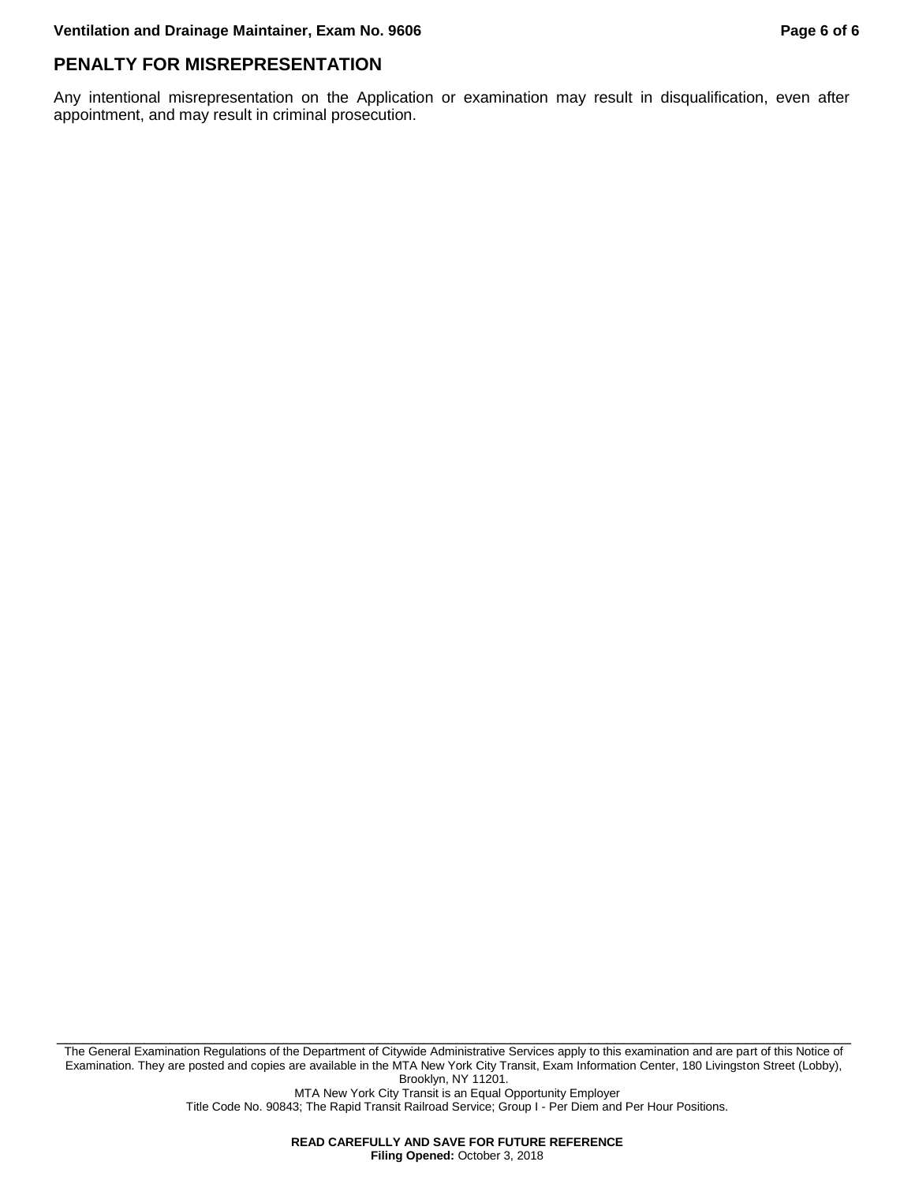## PENALTY FOR MISREPRESENTATION

Any intentional misrepresentation on the Application or examination may result in disqualification, even after appointment, and may result in criminal prosecution.

---

The General Examination Regulations of the Department of Citywide Administrative Services apply to this examination and are part of this Notice of Examination. They are posted and copies are available in the MTA New York City Transit, Exam Information Center, 180 Livingston Street (Lobby), Brooklyn, NY 11201.

MTA New York City Transit is an Equal Opportunity Employer

Title Code No. 90843; The Rapid Transit Railroad Service; Group I - Per Diem and Per Hour Positions.

**READ CAREFULLY AND SAVE FOR FUTURE REFERENCE**

**Filing Opened:** October 3, 2018